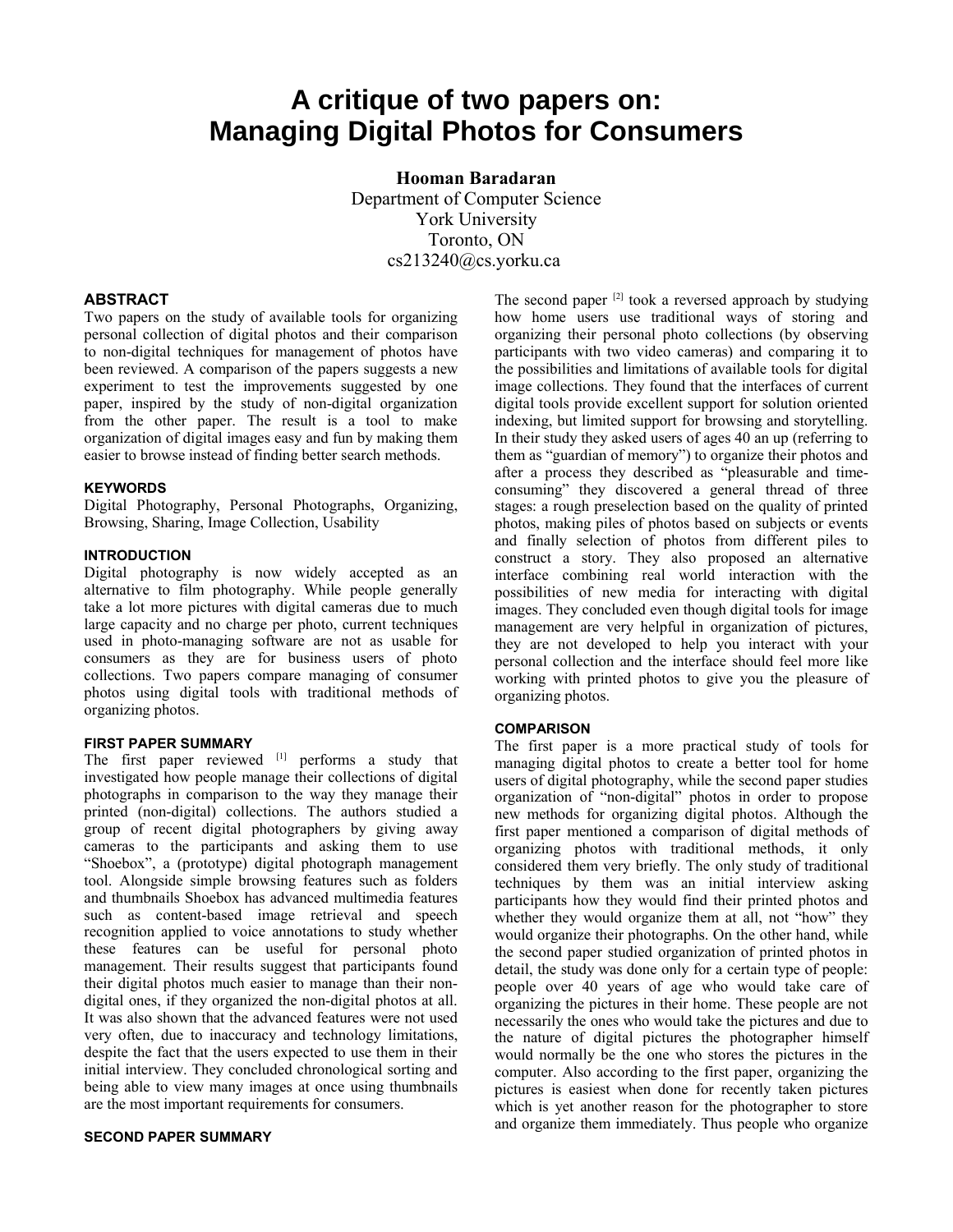# A critique of two papers on: Managing Digital Photos for Consumers

**Hooman Baradaran**
Department of Computer Science
York University
Toronto, ON
cs213240@cs.yorku.ca

## ABSTRACT

Two papers on the study of available tools for organizing personal collection of digital photos and their comparison to non-digital techniques for management of photos have been reviewed. A comparison of the papers suggests a new experiment to test the improvements suggested by one paper, inspired by the study of non-digital organization from the other paper. The result is a tool to make organization of digital images easy and fun by making them easier to browse instead of finding better search methods.

## KEYWORDS

Digital Photography, Personal Photographs, Organizing, Browsing, Sharing, Image Collection, Usability

## INTRODUCTION

Digital photography is now widely accepted as an alternative to film photography. While people generally take a lot more pictures with digital cameras due to much large capacity and no charge per photo, current techniques used in photo-managing software are not as usable for consumers as they are for business users of photo collections. Two papers compare managing of consumer photos using digital tools with traditional methods of organizing photos.

## FIRST PAPER SUMMARY

The first paper reviewed [1] performs a study that investigated how people manage their collections of digital photographs in comparison to the way they manage their printed (non-digital) collections. The authors studied a group of recent digital photographers by giving away cameras to the participants and asking them to use "Shoebox", a (prototype) digital photograph management tool. Alongside simple browsing features such as folders and thumbnails Shoebox has advanced multimedia features such as content-based image retrieval and speech recognition applied to voice annotations to study whether these features can be useful for personal photo management. Their results suggest that participants found their digital photos much easier to manage than their non-digital ones, if they organized the non-digital photos at all. It was also shown that the advanced features were not used very often, due to inaccuracy and technology limitations, despite the fact that the users expected to use them in their initial interview. They concluded chronological sorting and being able to view many images at once using thumbnails are the most important requirements for consumers.

## SECOND PAPER SUMMARY

The second paper [2] took a reversed approach by studying how home users use traditional ways of storing and organizing their personal photo collections (by observing participants with two video cameras) and comparing it to the possibilities and limitations of available tools for digital image collections. They found that the interfaces of current digital tools provide excellent support for solution oriented indexing, but limited support for browsing and storytelling. In their study they asked users of ages 40 an up (referring to them as "guardian of memory") to organize their photos and after a process they described as "pleasurable and time-consuming" they discovered a general thread of three stages: a rough preselection based on the quality of printed photos, making piles of photos based on subjects or events and finally selection of photos from different piles to construct a story. They also proposed an alternative interface combining real world interaction with the possibilities of new media for interacting with digital images. They concluded even though digital tools for image management are very helpful in organization of pictures, they are not developed to help you interact with your personal collection and the interface should feel more like working with printed photos to give you the pleasure of organizing photos.

## COMPARISON

The first paper is a more practical study of tools for managing digital photos to create a better tool for home users of digital photography, while the second paper studies organization of "non-digital" photos in order to propose new methods for organizing digital photos. Although the first paper mentioned a comparison of digital methods of organizing photos with traditional methods, it only considered them very briefly. The only study of traditional techniques by them was an initial interview asking participants how they would find their printed photos and whether they would organize them at all, not "how" they would organize their photographs. On the other hand, while the second paper studied organization of printed photos in detail, the study was done only for a certain type of people: people over 40 years of age who would take care of organizing the pictures in their home. These people are not necessarily the ones who would take the pictures and due to the nature of digital pictures the photographer himself would normally be the one who stores the pictures in the computer. Also according to the first paper, organizing the pictures is easiest when done for recently taken pictures which is yet another reason for the photographer to store and organize them immediately. Thus people who organize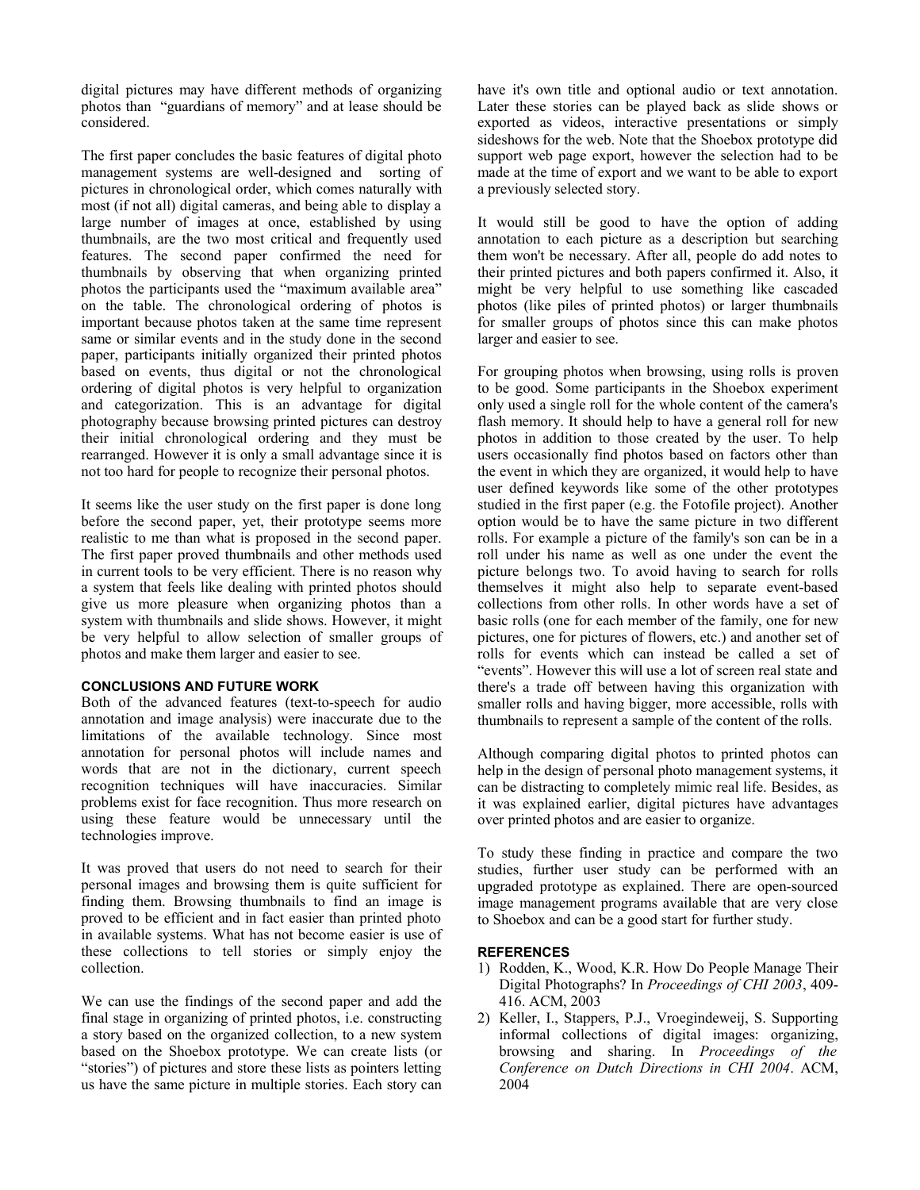digital pictures may have different methods of organizing photos than "guardians of memory" and at lease should be considered.

The first paper concludes the basic features of digital photo management systems are well-designed and sorting of pictures in chronological order, which comes naturally with most (if not all) digital cameras, and being able to display a large number of images at once, established by using thumbnails, are the two most critical and frequently used features. The second paper confirmed the need for thumbnails by observing that when organizing printed photos the participants used the "maximum available area" on the table. The chronological ordering of photos is important because photos taken at the same time represent same or similar events and in the study done in the second paper, participants initially organized their printed photos based on events, thus digital or not the chronological ordering of digital photos is very helpful to organization and categorization. This is an advantage for digital photography because browsing printed pictures can destroy their initial chronological ordering and they must be rearranged. However it is only a small advantage since it is not too hard for people to recognize their personal photos.

It seems like the user study on the first paper is done long before the second paper, yet, their prototype seems more realistic to me than what is proposed in the second paper. The first paper proved thumbnails and other methods used in current tools to be very efficient. There is no reason why a system that feels like dealing with printed photos should give us more pleasure when organizing photos than a system with thumbnails and slide shows. However, it might be very helpful to allow selection of smaller groups of photos and make them larger and easier to see.

#### CONCLUSIONS AND FUTURE WORK

Both of the advanced features (text-to-speech for audio annotation and image analysis) were inaccurate due to the limitations of the available technology. Since most annotation for personal photos will include names and words that are not in the dictionary, current speech recognition techniques will have inaccuracies. Similar problems exist for face recognition. Thus more research on using these feature would be unnecessary until the technologies improve.

It was proved that users do not need to search for their personal images and browsing them is quite sufficient for finding them. Browsing thumbnails to find an image is proved to be efficient and in fact easier than printed photo in available systems. What has not become easier is use of these collections to tell stories or simply enjoy the collection.

We can use the findings of the second paper and add the final stage in organizing of printed photos, i.e. constructing a story based on the organized collection, to a new system based on the Shoebox prototype. We can create lists (or "stories") of pictures and store these lists as pointers letting us have the same picture in multiple stories. Each story can have it's own title and optional audio or text annotation. Later these stories can be played back as slide shows or exported as videos, interactive presentations or simply sideshows for the web. Note that the Shoebox prototype did support web page export, however the selection had to be made at the time of export and we want to be able to export a previously selected story.

It would still be good to have the option of adding annotation to each picture as a description but searching them won't be necessary. After all, people do add notes to their printed pictures and both papers confirmed it. Also, it might be very helpful to use something like cascaded photos (like piles of printed photos) or larger thumbnails for smaller groups of photos since this can make photos larger and easier to see.

For grouping photos when browsing, using rolls is proven to be good. Some participants in the Shoebox experiment only used a single roll for the whole content of the camera's flash memory. It should help to have a general roll for new photos in addition to those created by the user. To help users occasionally find photos based on factors other than the event in which they are organized, it would help to have user defined keywords like some of the other prototypes studied in the first paper (e.g. the Fotofile project). Another option would be to have the same picture in two different rolls. For example a picture of the family's son can be in a roll under his name as well as one under the event the picture belongs two. To avoid having to search for rolls themselves it might also help to separate event-based collections from other rolls. In other words have a set of basic rolls (one for each member of the family, one for new pictures, one for pictures of flowers, etc.) and another set of rolls for events which can instead be called a set of "events". However this will use a lot of screen real state and there's a trade off between having this organization with smaller rolls and having bigger, more accessible, rolls with thumbnails to represent a sample of the content of the rolls.

Although comparing digital photos to printed photos can help in the design of personal photo management systems, it can be distracting to completely mimic real life. Besides, as it was explained earlier, digital pictures have advantages over printed photos and are easier to organize.

To study these finding in practice and compare the two studies, further user study can be performed with an upgraded prototype as explained. There are open-sourced image management programs available that are very close to Shoebox and can be a good start for further study.

#### REFERENCES

1) Rodden, K., Wood, K.R. How Do People Manage Their Digital Photographs? In *Proceedings of CHI 2003*, 409-416. ACM, 2003
2) Keller, I., Stappers, P.J., Vroegindeweij, S. Supporting informal collections of digital images: organizing, browsing and sharing. In *Proceedings of the Conference on Dutch Directions in CHI 2004*. ACM, 2004